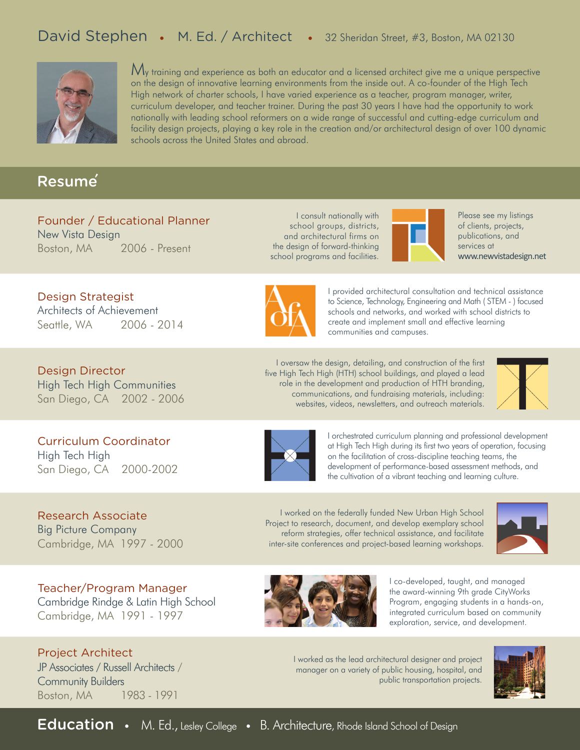# David Stephen • M. Ed. / Architect • 32 Sheridan Street, #3, Boston, MA 02130

My training and experience as both an educator and a licensed architect give me a unique perspective on the design of innovative learning environments from the inside out. A co-founder of the High Tech High network of charter schools, I have varied experience as a teacher, program manager, writer, curriculum developer, and teacher trainer. During the past 30 years I have had the opportunity to work nationally with leading school reformers on a wide range of successful and cutting-edge curriculum and facility design projects, playing a key role in the creation and/or architectural design of over 100 dynamic schools across the United States and abroad.

## Resumé

### Founder / Educational Planner
New Vista Design
Boston, MA 2006 - Present

I consult nationally with school groups, districts, and architectural firms on the design of forward-thinking school programs and facilities.

Please see my listings of clients, projects, publications, and services at **www.newvistadesign.net**

### Design Strategist
Architects of Achievement
Seattle, WA 2006 - 2014

I provided architectural consultation and technical assistance to Science, Technology, Engineering and Math ( STEM - ) focused schools and networks, and worked with school districts to create and implement small and effective learning communities and campuses.

### Design Director
High Tech High Communities
San Diego, CA 2002 - 2006

I oversaw the design, detailing, and construction of the first five High Tech High (HTH) school buildings, and played a lead role in the development and production of HTH branding, communications, and fundraising materials, including: websites, videos, newsletters, and outreach materials.

### Curriculum Coordinator
High Tech High
San Diego, CA 2000-2002

I orchestrated curriculum planning and professional development at High Tech High during its first two years of operation, focusing on the facilitation of cross-discipline teaching teams, the development of performance-based assessment methods, and the cultivation of a vibrant teaching and learning culture.

### Research Associate
Big Picture Company
Cambridge, MA 1997 - 2000

I worked on the federally funded New Urban High School Project to research, document, and develop exemplary school reform strategies, offer technical assistance, and facilitate inter-site conferences and project-based learning workshops.

### Teacher/Program Manager
Cambridge Rindge & Latin High School
Cambridge, MA 1991 - 1997

I co-developed, taught, and managed the award-winning 9th grade CityWorks Program, engaging students in a hands-on, integrated curriculum based on community exploration, service, and development.

### Project Architect
JP Associates / Russell Architects / Community Builders
Boston, MA 1983 - 1991

I worked as the lead architectural designer and project manager on a variety of public housing, hospital, and public transportation projects.

## Education • M. Ed., Lesley College • B. Architecture, Rhode Island School of Design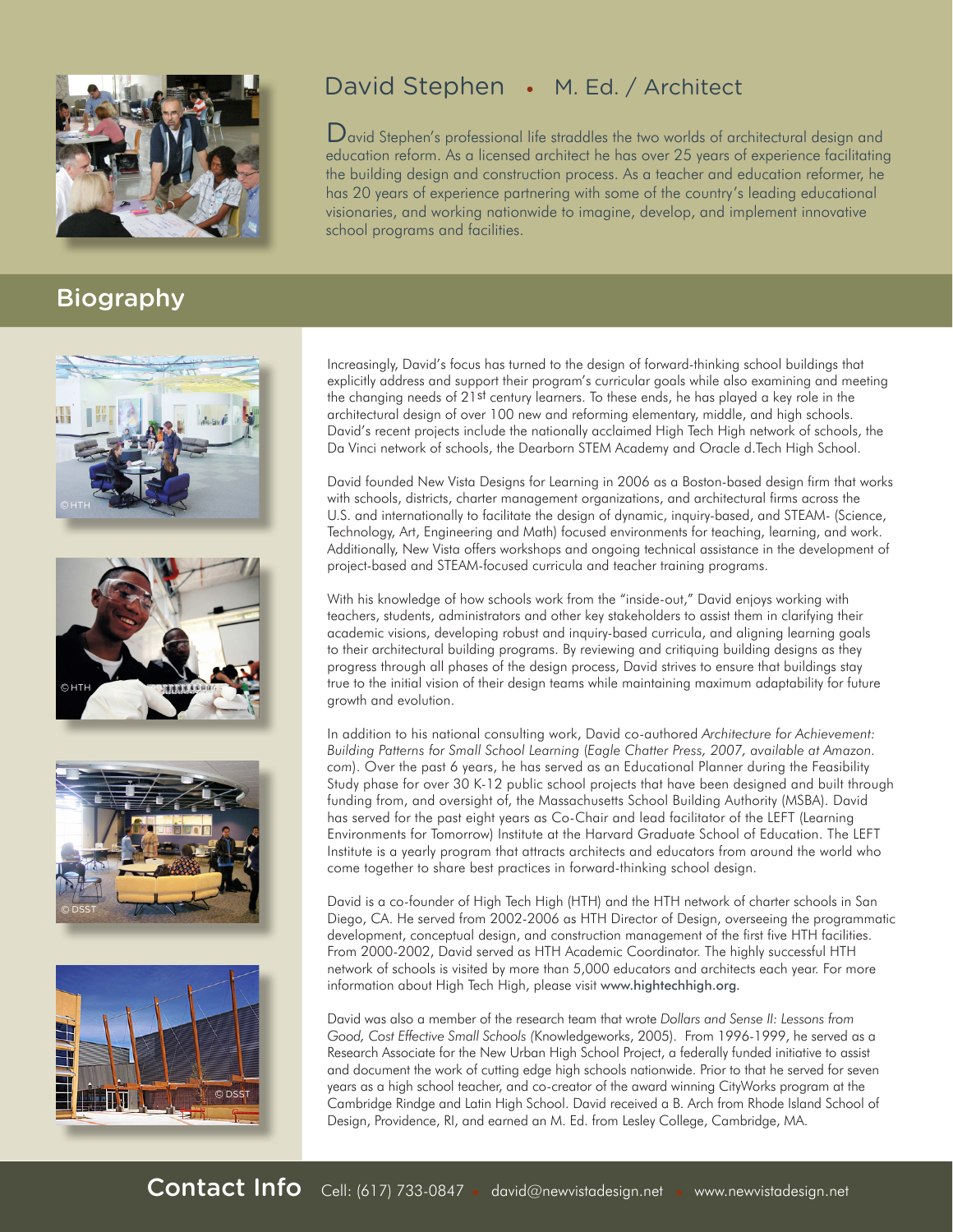# David Stephen • M. Ed. / Architect

David Stephen's professional life straddles the two worlds of architectural design and education reform. As a licensed architect he has over 25 years of experience facilitating the building design and construction process. As a teacher and education reformer, he has 20 years of experience partnering with some of the country's leading educational visionaries, and working nationwide to imagine, develop, and implement innovative school programs and facilities.

## Biography

© HTH

© HTH

© DSST

© DSST

Increasingly, David's focus has turned to the design of forward-thinking school buildings that explicitly address and support their program's curricular goals while also examining and meeting the changing needs of 21st century learners. To these ends, he has played a key role in the architectural design of over 100 new and reforming elementary, middle, and high schools. David's recent projects include the nationally acclaimed High Tech High network of schools, the Da Vinci network of schools, the Dearborn STEM Academy and Oracle d.Tech High School.

David founded New Vista Designs for Learning in 2006 as a Boston-based design firm that works with schools, districts, charter management organizations, and architectural firms across the U.S. and internationally to facilitate the design of dynamic, inquiry-based, and STEAM- (Science, Technology, Art, Engineering and Math) focused environments for teaching, learning, and work. Additionally, New Vista offers workshops and ongoing technical assistance in the development of project-based and STEAM-focused curricula and teacher training programs.

With his knowledge of how schools work from the "inside-out," David enjoys working with teachers, students, administrators and other key stakeholders to assist them in clarifying their academic visions, developing robust and inquiry-based curricula, and aligning learning goals to their architectural building programs. By reviewing and critiquing building designs as they progress through all phases of the design process, David strives to ensure that buildings stay true to the initial vision of their design teams while maintaining maximum adaptability for future growth and evolution.

In addition to his national consulting work, David co-authored *Architecture for Achievement: Building Patterns for Small School Learning* (*Eagle Chatter Press, 2007, available at Amazon.com*). Over the past 6 years, he has served as an Educational Planner during the Feasibility Study phase for over 30 K-12 public school projects that have been designed and built through funding from, and oversight of, the Massachusetts School Building Authority (MSBA). David has served for the past eight years as Co-Chair and lead facilitator of the LEFT (Learning Environments for Tomorrow) Institute at the Harvard Graduate School of Education. The LEFT Institute is a yearly program that attracts architects and educators from around the world who come together to share best practices in forward-thinking school design.

David is a co-founder of High Tech High (HTH) and the HTH network of charter schools in San Diego, CA. He served from 2002-2006 as HTH Director of Design, overseeing the programmatic development, conceptual design, and construction management of the first five HTH facilities. From 2000-2002, David served as HTH Academic Coordinator. The highly successful HTH network of schools is visited by more than 5,000 educators and architects each year. For more information about High Tech High, please visit www.hightechhigh.org.

David was also a member of the research team that wrote *Dollars and Sense II: Lessons from Good, Cost Effective Small Schools* (Knowledgeworks, 2005). From 1996-1999, he served as a Research Associate for the New Urban High School Project, a federally funded initiative to assist and document the work of cutting edge high schools nationwide. Prior to that he served for seven years as a high school teacher, and co-creator of the award winning CityWorks program at the Cambridge Rindge and Latin High School. David received a B. Arch from Rhode Island School of Design, Providence, RI, and earned an M. Ed. from Lesley College, Cambridge, MA.

**Contact Info** Cell: (617) 733-0847 • david@newvistadesign.net • www.newvistadesign.net